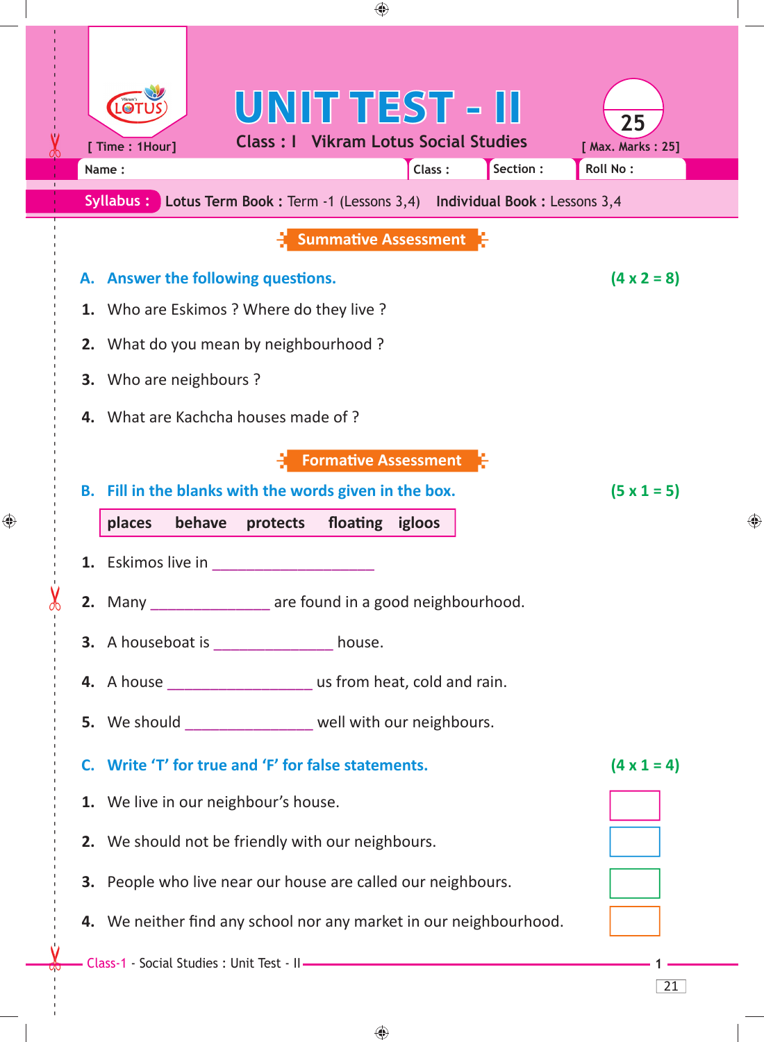# UNIT TEST - II

**Class : I  Vikram Lotus Social Studies**

[ Time : 1Hour]  [ Max. Marks : 25]

Name : | Class : | Section : | Roll No :

**Syllabus :** **Lotus Term Book :** Term -1 (Lessons 3,4) **Individual Book :** Lessons 3,4

## Summative Assessment

### A. Answer the following questions. (4 x 2 = 8)

1. Who are Eskimos ? Where do they live ?
2. What do you mean by neighbourhood ?
3. Who are neighbours ?
4. What are Kachcha houses made of ?

## Formative Assessment

### B. Fill in the blanks with the words given in the box. (5 x 1 = 5)

| places | behave | protects | floating | igloos |
|---|---|---|---|---|

1. Eskimos live in ____________________
2. Many ______________ are found in a good neighbourhood.
3. A houseboat is ______________ house.
4. A house _________________ us from heat, cold and rain.
5. We should _______________ well with our neighbours.

### C. Write 'T' for true and 'F' for false statements. (4 x 1 = 4)

1. We live in our neighbour's house. [ ]
2. We should not be friendly with our neighbours. [ ]
3. People who live near our house are called our neighbours. [ ]
4. We neither find any school nor any market in our neighbourhood. [ ]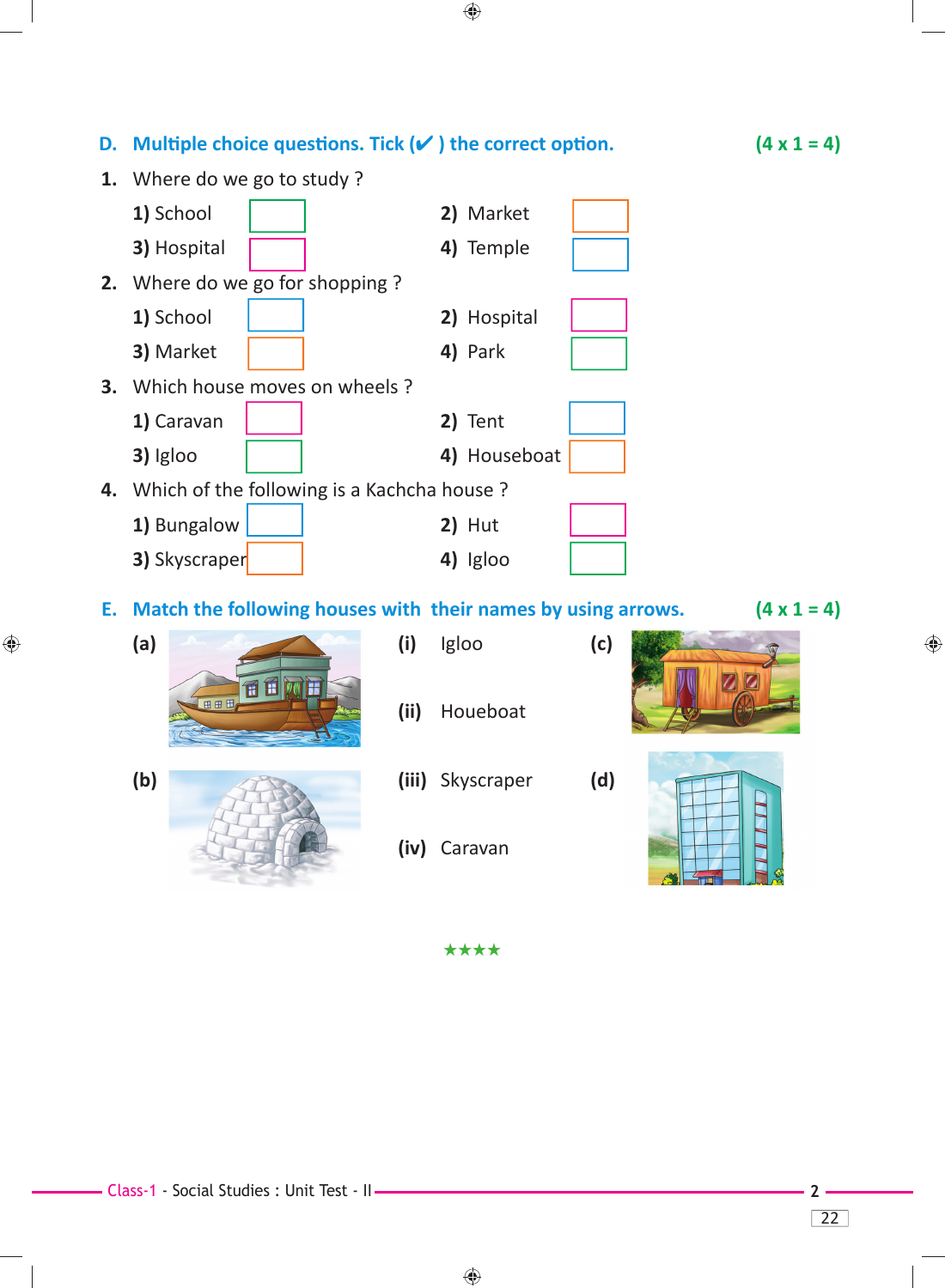**D. Multiple choice questions. Tick (✔ ) the correct option.** **(4 x 1 = 4)**

1. Where do we go to study ?

   **1)** School ☐ **2)** Market ☐

   **3)** Hospital ☐ **4)** Temple ☐

2. Where do we go for shopping ?

   **1)** School ☐ **2)** Hospital ☐

   **3)** Market ☐ **4)** Park ☐

3. Which house moves on wheels ?

   **1)** Caravan ☐ **2)** Tent ☐

   **3)** Igloo ☐ **4)** Houseboat ☐

4. Which of the following is a Kachcha house ?

   **1)** Bungalow ☐ **2)** Hut ☐

   **3)** Skyscraper ☐ **4)** Igloo ☐

**E. Match the following houses with their names by using arrows.** **(4 x 1 = 4)**

**(a)** **(i)** Igloo **(c)**

**(ii)** Houeboat

**(b)** **(iii)** Skyscraper **(d)**

**(iv)** Caravan

★★★★